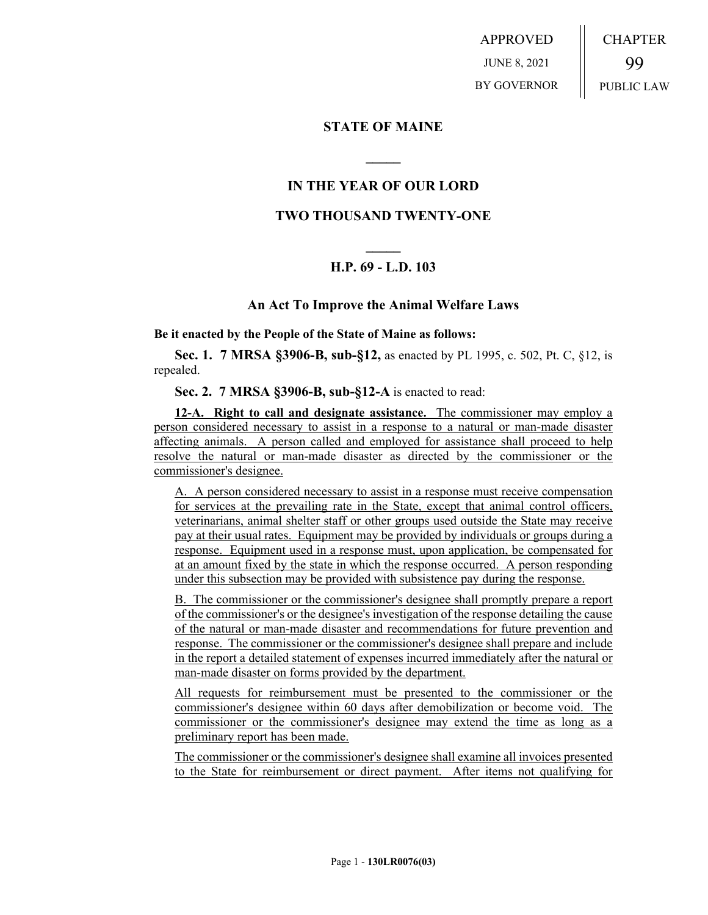APPROVED
JUNE 8, 2021
BY GOVERNOR

CHAPTER
99
PUBLIC LAW

## STATE OF MAINE

## IN THE YEAR OF OUR LORD

## TWO THOUSAND TWENTY-ONE

## H.P. 69 - L.D. 103

### An Act To Improve the Animal Welfare Laws

**Be it enacted by the People of the State of Maine as follows:**

**Sec. 1. 7 MRSA §3906-B, sub-§12,** as enacted by PL 1995, c. 502, Pt. C, §12, is repealed.

**Sec. 2. 7 MRSA §3906-B, sub-§12-A** is enacted to read:

**12-A. Right to call and designate assistance.** The commissioner may employ a person considered necessary to assist in a response to a natural or man-made disaster affecting animals. A person called and employed for assistance shall proceed to help resolve the natural or man-made disaster as directed by the commissioner or the commissioner's designee.

A. A person considered necessary to assist in a response must receive compensation for services at the prevailing rate in the State, except that animal control officers, veterinarians, animal shelter staff or other groups used outside the State may receive pay at their usual rates. Equipment may be provided by individuals or groups during a response. Equipment used in a response must, upon application, be compensated for at an amount fixed by the state in which the response occurred. A person responding under this subsection may be provided with subsistence pay during the response.

B. The commissioner or the commissioner's designee shall promptly prepare a report of the commissioner's or the designee's investigation of the response detailing the cause of the natural or man-made disaster and recommendations for future prevention and response. The commissioner or the commissioner's designee shall prepare and include in the report a detailed statement of expenses incurred immediately after the natural or man-made disaster on forms provided by the department.

All requests for reimbursement must be presented to the commissioner or the commissioner's designee within 60 days after demobilization or become void. The commissioner or the commissioner's designee may extend the time as long as a preliminary report has been made.

The commissioner or the commissioner's designee shall examine all invoices presented to the State for reimbursement or direct payment. After items not qualifying for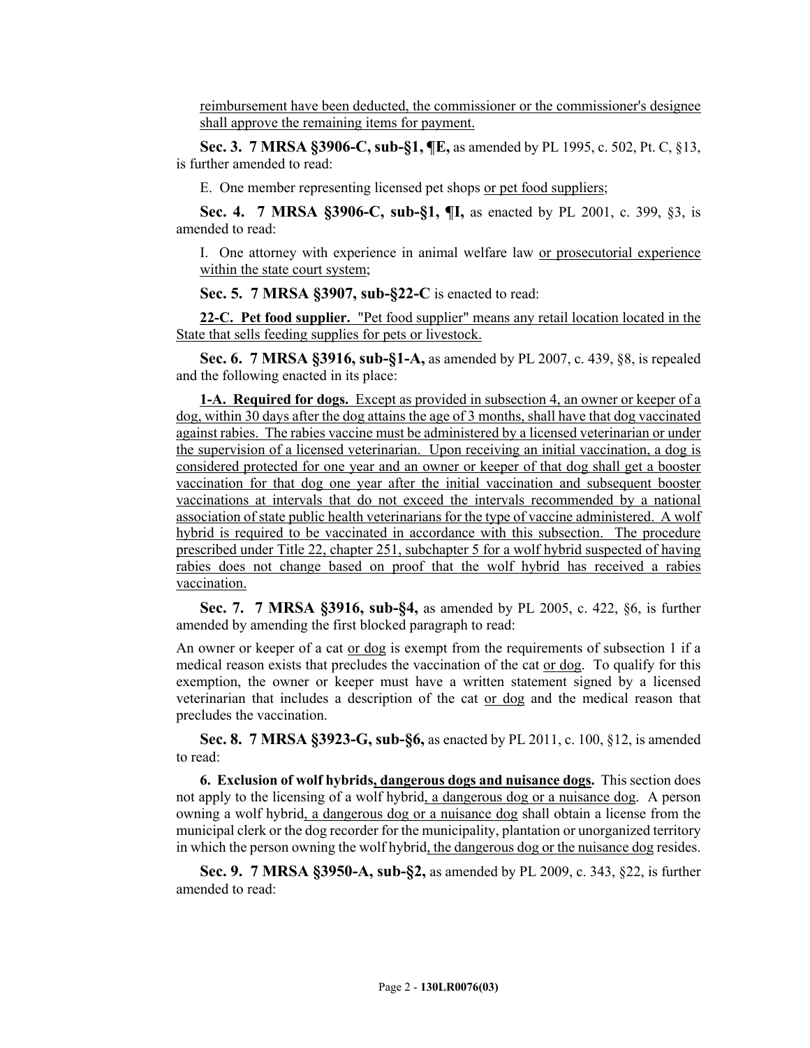reimbursement have been deducted, the commissioner or the commissioner's designee shall approve the remaining items for payment.

**Sec. 3. 7 MRSA §3906-C, sub-§1, ¶E,** as amended by PL 1995, c. 502, Pt. C, §13, is further amended to read:

E. One member representing licensed pet shops or pet food suppliers;

**Sec. 4. 7 MRSA §3906-C, sub-§1, ¶I,** as enacted by PL 2001, c. 399, §3, is amended to read:

I. One attorney with experience in animal welfare law or prosecutorial experience within the state court system;

**Sec. 5. 7 MRSA §3907, sub-§22-C** is enacted to read:

**22-C. Pet food supplier.** "Pet food supplier" means any retail location located in the State that sells feeding supplies for pets or livestock.

**Sec. 6. 7 MRSA §3916, sub-§1-A,** as amended by PL 2007, c. 439, §8, is repealed and the following enacted in its place:

**1-A. Required for dogs.** Except as provided in subsection 4, an owner or keeper of a dog, within 30 days after the dog attains the age of 3 months, shall have that dog vaccinated against rabies. The rabies vaccine must be administered by a licensed veterinarian or under the supervision of a licensed veterinarian. Upon receiving an initial vaccination, a dog is considered protected for one year and an owner or keeper of that dog shall get a booster vaccination for that dog one year after the initial vaccination and subsequent booster vaccinations at intervals that do not exceed the intervals recommended by a national association of state public health veterinarians for the type of vaccine administered. A wolf hybrid is required to be vaccinated in accordance with this subsection. The procedure prescribed under Title 22, chapter 251, subchapter 5 for a wolf hybrid suspected of having rabies does not change based on proof that the wolf hybrid has received a rabies vaccination.

**Sec. 7. 7 MRSA §3916, sub-§4,** as amended by PL 2005, c. 422, §6, is further amended by amending the first blocked paragraph to read:

An owner or keeper of a cat or dog is exempt from the requirements of subsection 1 if a medical reason exists that precludes the vaccination of the cat or dog. To qualify for this exemption, the owner or keeper must have a written statement signed by a licensed veterinarian that includes a description of the cat or dog and the medical reason that precludes the vaccination.

**Sec. 8. 7 MRSA §3923-G, sub-§6,** as enacted by PL 2011, c. 100, §12, is amended to read:

**6. Exclusion of wolf hybrids, dangerous dogs and nuisance dogs.** This section does not apply to the licensing of a wolf hybrid, a dangerous dog or a nuisance dog. A person owning a wolf hybrid, a dangerous dog or a nuisance dog shall obtain a license from the municipal clerk or the dog recorder for the municipality, plantation or unorganized territory in which the person owning the wolf hybrid, the dangerous dog or the nuisance dog resides.

**Sec. 9. 7 MRSA §3950-A, sub-§2,** as amended by PL 2009, c. 343, §22, is further amended to read: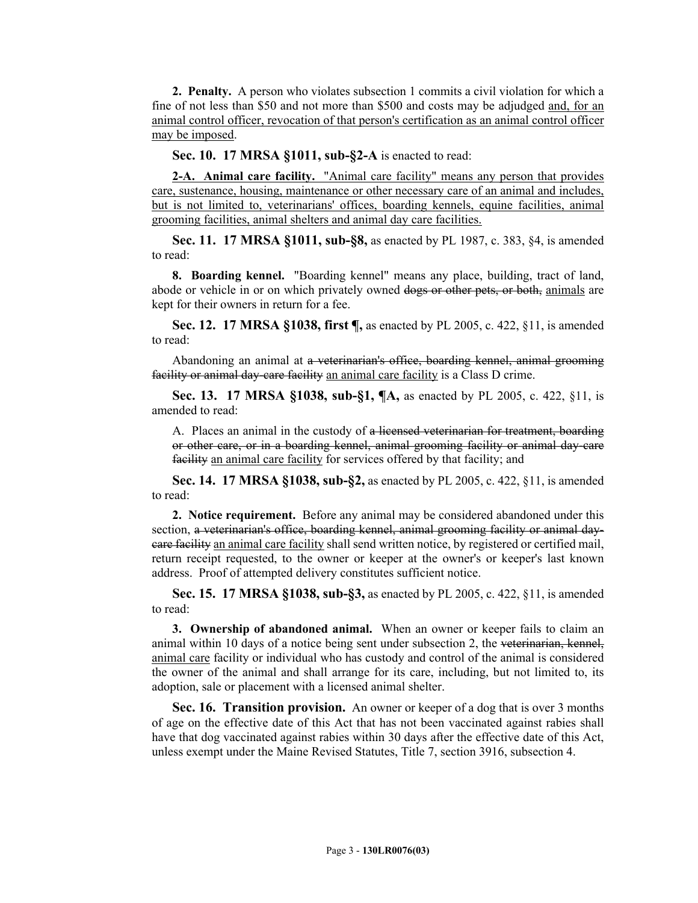**2. Penalty.** A person who violates subsection 1 commits a civil violation for which a fine of not less than $50 and not more than $500 and costs may be adjudged <u>and, for an animal control officer, revocation of that person's certification as an animal control officer may be imposed</u>.

**Sec. 10. 17 MRSA §1011, sub-§2-A** is enacted to read:

<u>**2-A. Animal care facility.** "Animal care facility" means any person that provides care, sustenance, housing, maintenance or other necessary care of an animal and includes, but is not limited to, veterinarians' offices, boarding kennels, equine facilities, animal grooming facilities, animal shelters and animal day care facilities.</u>

**Sec. 11. 17 MRSA §1011, sub-§8,** as enacted by PL 1987, c. 383, §4, is amended to read:

**8. Boarding kennel.** "Boarding kennel" means any place, building, tract of land, abode or vehicle in or on which privately owned ~~dogs or other pets, or both,~~ <u>animals</u> are kept for their owners in return for a fee.

**Sec. 12. 17 MRSA §1038, first ¶,** as enacted by PL 2005, c. 422, §11, is amended to read:

Abandoning an animal at ~~a veterinarian's office, boarding kennel, animal grooming facility or animal day-care facility~~ <u>an animal care facility</u> is a Class D crime.

**Sec. 13. 17 MRSA §1038, sub-§1, ¶A,** as enacted by PL 2005, c. 422, §11, is amended to read:

A. Places an animal in the custody of ~~a licensed veterinarian for treatment, boarding or other care, or in a boarding kennel, animal grooming facility or animal day-care facility~~ <u>an animal care facility</u> for services offered by that facility; and

**Sec. 14. 17 MRSA §1038, sub-§2,** as enacted by PL 2005, c. 422, §11, is amended to read:

**2. Notice requirement.** Before any animal may be considered abandoned under this section, ~~a veterinarian's office, boarding kennel, animal grooming facility or animal day-care facility~~ <u>an animal care facility</u> shall send written notice, by registered or certified mail, return receipt requested, to the owner or keeper at the owner's or keeper's last known address. Proof of attempted delivery constitutes sufficient notice.

**Sec. 15. 17 MRSA §1038, sub-§3,** as enacted by PL 2005, c. 422, §11, is amended to read:

**3. Ownership of abandoned animal.** When an owner or keeper fails to claim an animal within 10 days of a notice being sent under subsection 2, the ~~veterinarian, kennel,~~ <u>animal care</u> facility or individual who has custody and control of the animal is considered the owner of the animal and shall arrange for its care, including, but not limited to, its adoption, sale or placement with a licensed animal shelter.

**Sec. 16. Transition provision.** An owner or keeper of a dog that is over 3 months of age on the effective date of this Act that has not been vaccinated against rabies shall have that dog vaccinated against rabies within 30 days after the effective date of this Act, unless exempt under the Maine Revised Statutes, Title 7, section 3916, subsection 4.